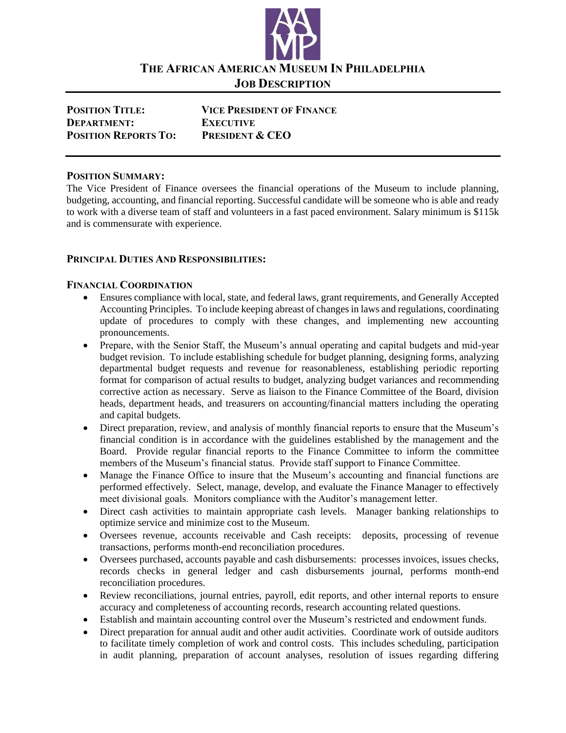# The African American Museum In Philadelphia

## Job Description

**Position Title:** Vice President of Finance
**Department:** Executive
**Position Reports To:** President & CEO

### Position Summary:

The Vice President of Finance oversees the financial operations of the Museum to include planning, budgeting, accounting, and financial reporting. Successful candidate will be someone who is able and ready to work with a diverse team of staff and volunteers in a fast paced environment. Salary minimum is $115k and is commensurate with experience.

### Principal Duties And Responsibilities:

#### Financial Coordination

- Ensures compliance with local, state, and federal laws, grant requirements, and Generally Accepted Accounting Principles. To include keeping abreast of changes in laws and regulations, coordinating update of procedures to comply with these changes, and implementing new accounting pronouncements.
- Prepare, with the Senior Staff, the Museum's annual operating and capital budgets and mid-year budget revision. To include establishing schedule for budget planning, designing forms, analyzing departmental budget requests and revenue for reasonableness, establishing periodic reporting format for comparison of actual results to budget, analyzing budget variances and recommending corrective action as necessary. Serve as liaison to the Finance Committee of the Board, division heads, department heads, and treasurers on accounting/financial matters including the operating and capital budgets.
- Direct preparation, review, and analysis of monthly financial reports to ensure that the Museum's financial condition is in accordance with the guidelines established by the management and the Board. Provide regular financial reports to the Finance Committee to inform the committee members of the Museum's financial status. Provide staff support to Finance Committee.
- Manage the Finance Office to insure that the Museum's accounting and financial functions are performed effectively. Select, manage, develop, and evaluate the Finance Manager to effectively meet divisional goals. Monitors compliance with the Auditor's management letter.
- Direct cash activities to maintain appropriate cash levels. Manager banking relationships to optimize service and minimize cost to the Museum.
- Oversees revenue, accounts receivable and Cash receipts: deposits, processing of revenue transactions, performs month-end reconciliation procedures.
- Oversees purchased, accounts payable and cash disbursements: processes invoices, issues checks, records checks in general ledger and cash disbursements journal, performs month-end reconciliation procedures.
- Review reconciliations, journal entries, payroll, edit reports, and other internal reports to ensure accuracy and completeness of accounting records, research accounting related questions.
- Establish and maintain accounting control over the Museum's restricted and endowment funds.
- Direct preparation for annual audit and other audit activities. Coordinate work of outside auditors to facilitate timely completion of work and control costs. This includes scheduling, participation in audit planning, preparation of account analyses, resolution of issues regarding differing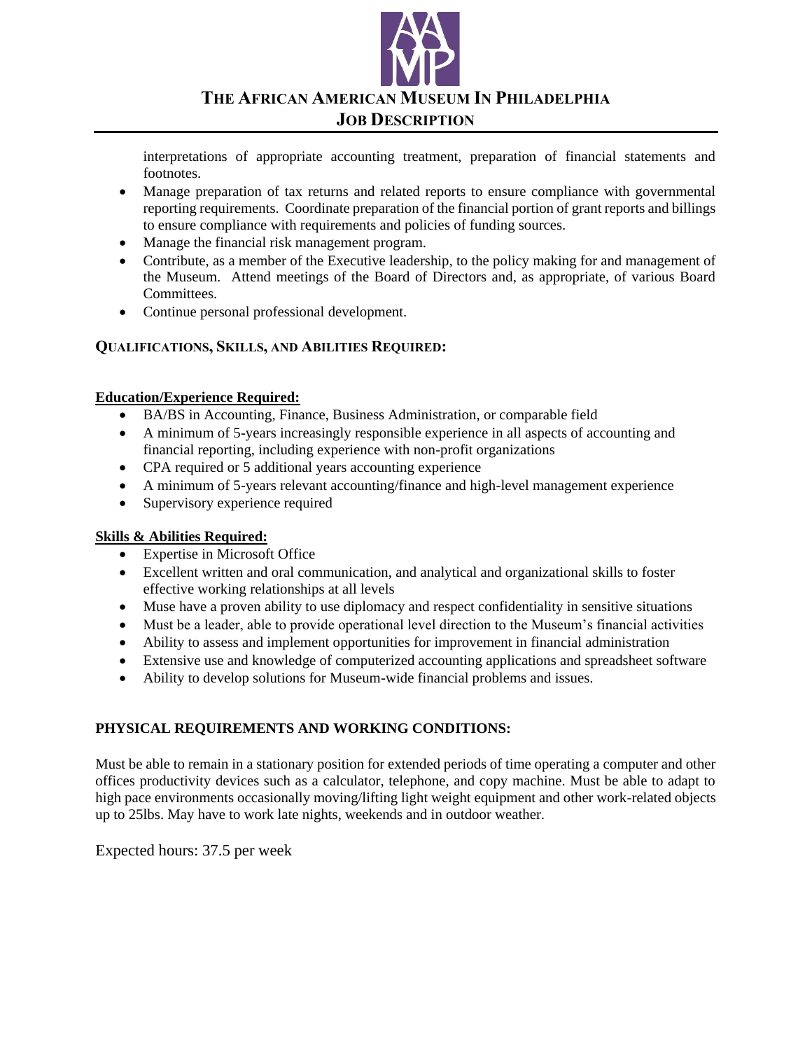interpretations of appropriate accounting treatment, preparation of financial statements and footnotes.

- Manage preparation of tax returns and related reports to ensure compliance with governmental reporting requirements. Coordinate preparation of the financial portion of grant reports and billings to ensure compliance with requirements and policies of funding sources.
- Manage the financial risk management program.
- Contribute, as a member of the Executive leadership, to the policy making for and management of the Museum. Attend meetings of the Board of Directors and, as appropriate, of various Board Committees.
- Continue personal professional development.

### QUALIFICATIONS, SKILLS, AND ABILITIES REQUIRED:

**Education/Experience Required:**

- BA/BS in Accounting, Finance, Business Administration, or comparable field
- A minimum of 5-years increasingly responsible experience in all aspects of accounting and financial reporting, including experience with non-profit organizations
- CPA required or 5 additional years accounting experience
- A minimum of 5-years relevant accounting/finance and high-level management experience
- Supervisory experience required

**Skills & Abilities Required:**

- Expertise in Microsoft Office
- Excellent written and oral communication, and analytical and organizational skills to foster effective working relationships at all levels
- Muse have a proven ability to use diplomacy and respect confidentiality in sensitive situations
- Must be a leader, able to provide operational level direction to the Museum's financial activities
- Ability to assess and implement opportunities for improvement in financial administration
- Extensive use and knowledge of computerized accounting applications and spreadsheet software
- Ability to develop solutions for Museum-wide financial problems and issues.

### PHYSICAL REQUIREMENTS AND WORKING CONDITIONS:

Must be able to remain in a stationary position for extended periods of time operating a computer and other offices productivity devices such as a calculator, telephone, and copy machine. Must be able to adapt to high pace environments occasionally moving/lifting light weight equipment and other work-related objects up to 25lbs. May have to work late nights, weekends and in outdoor weather.

Expected hours: 37.5 per week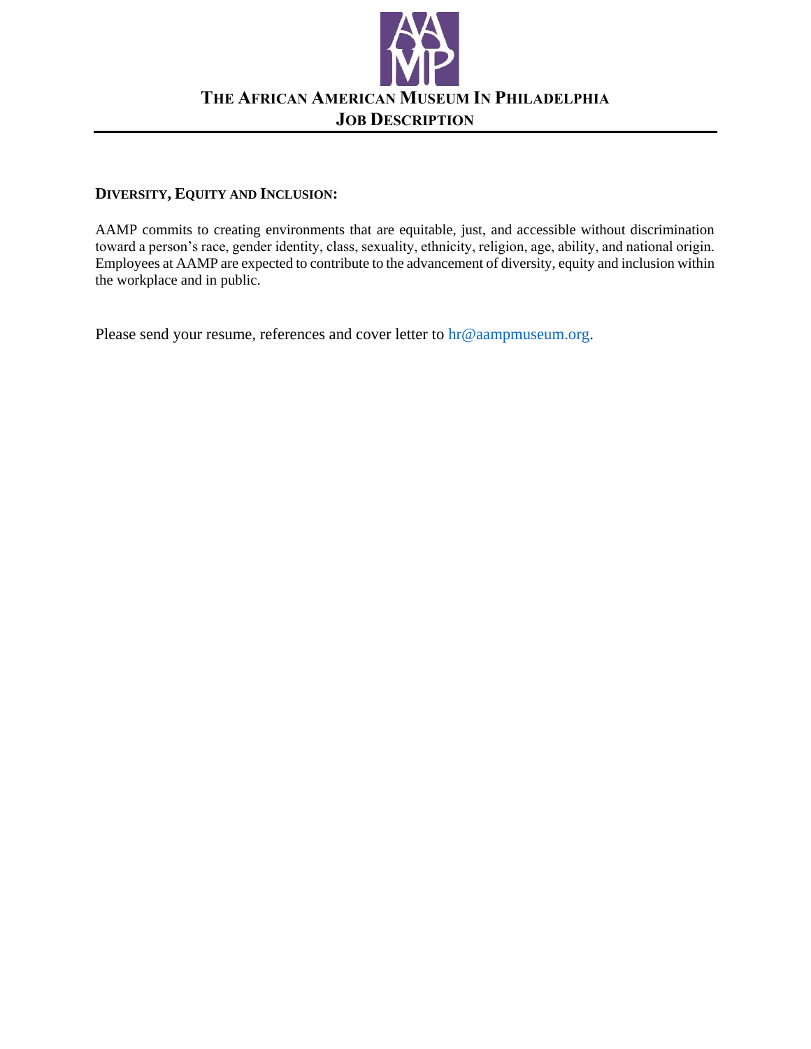# The African American Museum In Philadelphia
## Job Description

### Diversity, Equity and Inclusion:

AAMP commits to creating environments that are equitable, just, and accessible without discrimination toward a person's race, gender identity, class, sexuality, ethnicity, religion, age, ability, and national origin. Employees at AAMP are expected to contribute to the advancement of diversity, equity and inclusion within the workplace and in public.

Please send your resume, references and cover letter to hr@aampmuseum.org.